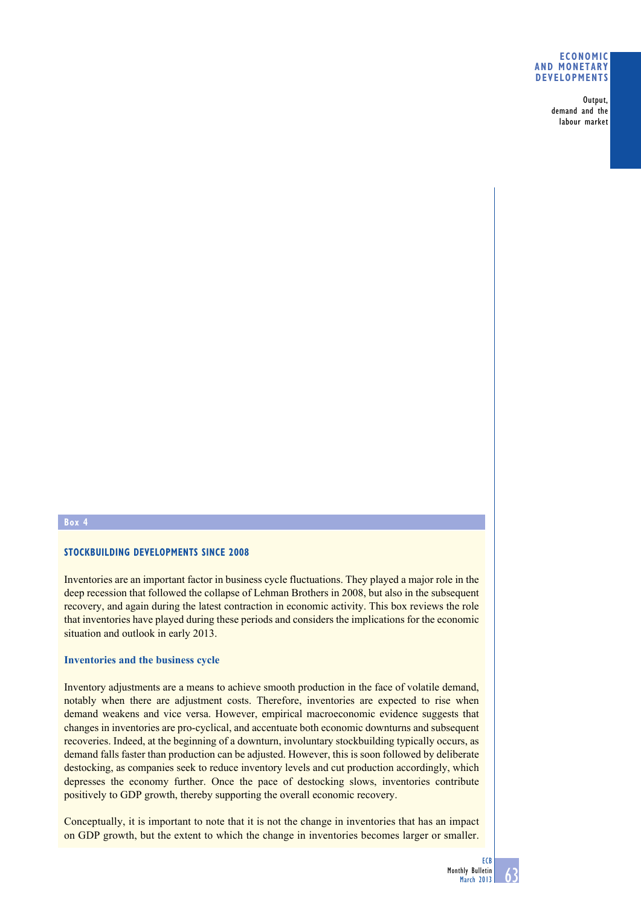Box 4

## STOCKBUILDING DEVELOPMENTS SINCE 2008

Inventories are an important factor in business cycle fluctuations. They played a major role in the deep recession that followed the collapse of Lehman Brothers in 2008, but also in the subsequent recovery, and again during the latest contraction in economic activity. This box reviews the role that inventories have played during these periods and considers the implications for the economic situation and outlook in early 2013.

### Inventories and the business cycle

Inventory adjustments are a means to achieve smooth production in the face of volatile demand, notably when there are adjustment costs. Therefore, inventories are expected to rise when demand weakens and vice versa. However, empirical macroeconomic evidence suggests that changes in inventories are pro-cyclical, and accentuate both economic downturns and subsequent recoveries. Indeed, at the beginning of a downturn, involuntary stockbuilding typically occurs, as demand falls faster than production can be adjusted. However, this is soon followed by deliberate destocking, as companies seek to reduce inventory levels and cut production accordingly, which depresses the economy further. Once the pace of destocking slows, inventories contribute positively to GDP growth, thereby supporting the overall economic recovery.

Conceptually, it is important to note that it is not the change in inventories that has an impact on GDP growth, but the extent to which the change in inventories becomes larger or smaller.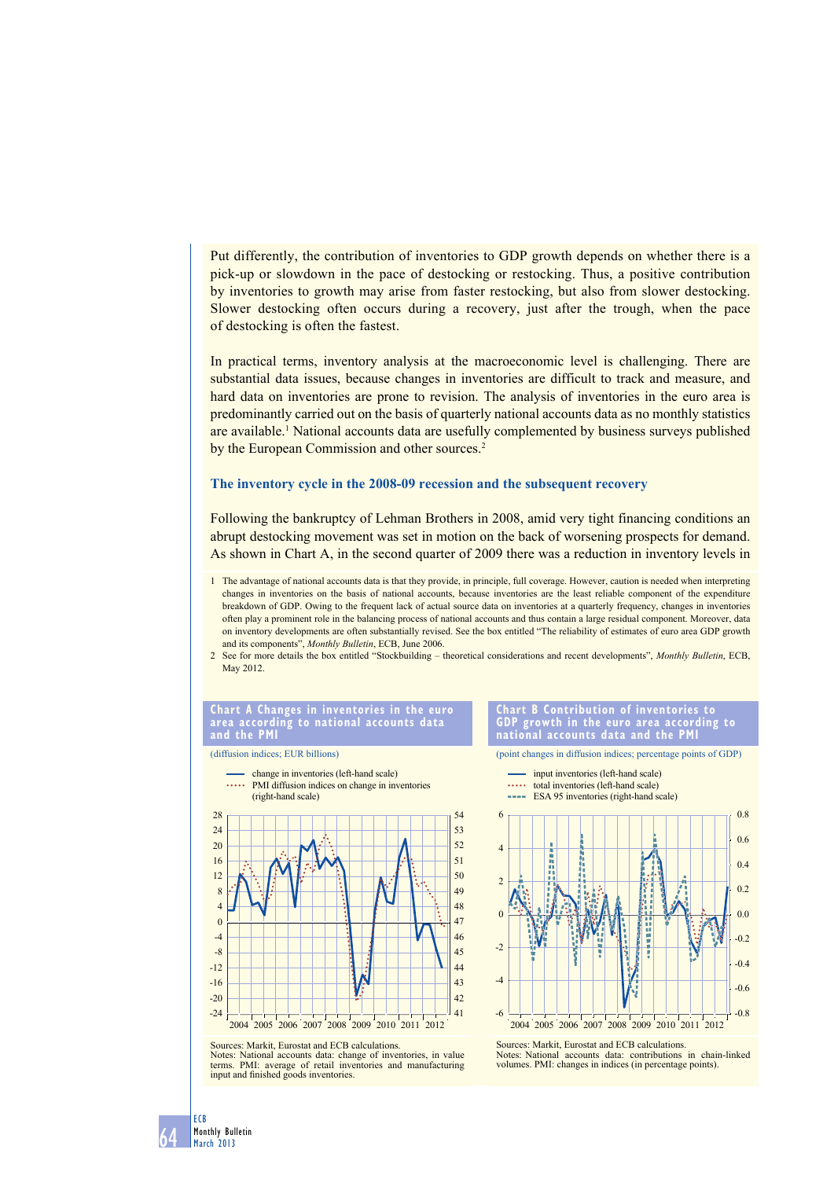Put differently, the contribution of inventories to GDP growth depends on whether there is a pick-up or slowdown in the pace of destocking or restocking. Thus, a positive contribution by inventories to growth may arise from faster restocking, but also from slower destocking. Slower destocking often occurs during a recovery, just after the trough, when the pace of destocking is often the fastest.

In practical terms, inventory analysis at the macroeconomic level is challenging. There are substantial data issues, because changes in inventories are difficult to track and measure, and hard data on inventories are prone to revision. The analysis of inventories in the euro area is predominantly carried out on the basis of quarterly national accounts data as no monthly statistics are available.[1] National accounts data are usefully complemented by business surveys published by the European Commission and other sources.[2]

### The inventory cycle in the 2008-09 recession and the subsequent recovery

Following the bankruptcy of Lehman Brothers in 2008, amid very tight financing conditions an abrupt destocking movement was set in motion on the back of worsening prospects for demand. As shown in Chart A, in the second quarter of 2009 there was a reduction in inventory levels in

1 The advantage of national accounts data is that they provide, in principle, full coverage. However, caution is needed when interpreting changes in inventories on the basis of national accounts, because inventories are the least reliable component of the expenditure breakdown of GDP. Owing to the frequent lack of actual source data on inventories at a quarterly frequency, changes in inventories often play a prominent role in the balancing process of national accounts and thus contain a large residual component. Moreover, data on inventory developments are often substantially revised. See the box entitled "The reliability of estimates of euro area GDP growth and its components", *Monthly Bulletin*, ECB, June 2006.

2 See for more details the box entitled "Stockbuilding – theoretical considerations and recent developments", *Monthly Bulletin*, ECB, May 2012.

**Chart A Changes in inventories in the euro area according to national accounts data and the PMI**

(diffusion indices; EUR billions)

- change in inventories (left-hand scale)
- PMI diffusion indices on change in inventories (right-hand scale)

Sources: Markit, Eurostat and ECB calculations.
Notes: National accounts data: change of inventories, in value terms. PMI: average of retail inventories and manufacturing input and finished goods inventories.

**Chart B Contribution of inventories to GDP growth in the euro area according to national accounts data and the PMI**

(point changes in diffusion indices; percentage points of GDP)

- input inventories (left-hand scale)
- total inventories (left-hand scale)
- ESA 95 inventories (right-hand scale)

Sources: Markit, Eurostat and ECB calculations.
Notes: National accounts data: contributions in chain-linked volumes. PMI: changes in indices (in percentage points).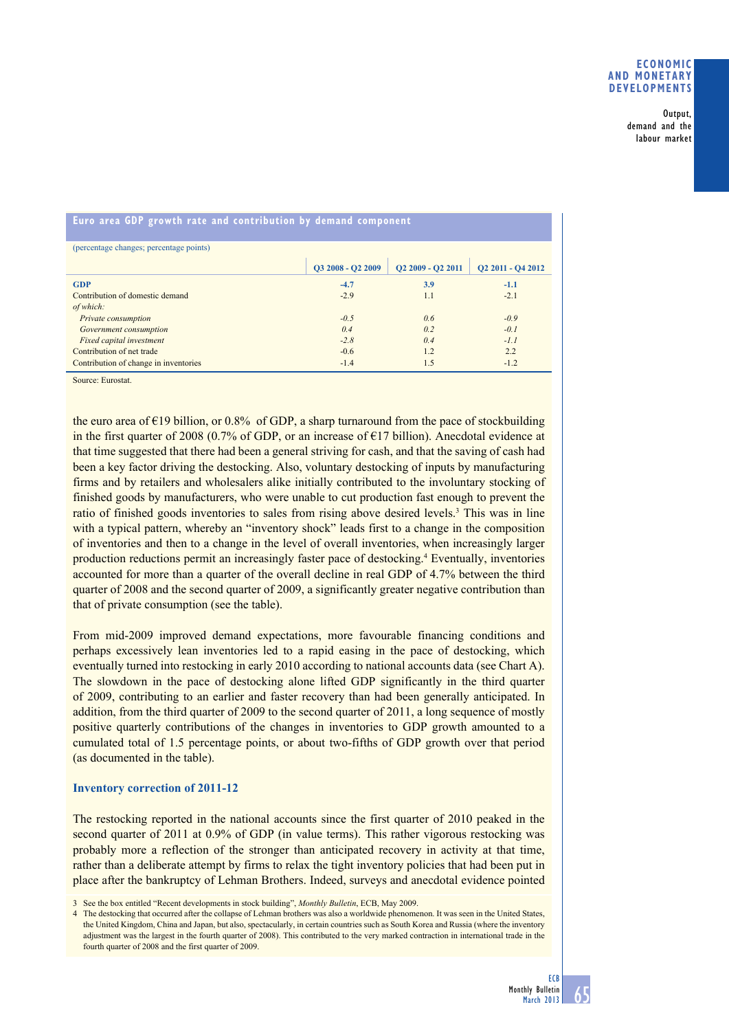**Euro area GDP growth rate and contribution by demand component**

(percentage changes; percentage points)

| | Q3 2008 - Q2 2009 | Q2 2009 - Q2 2011 | Q2 2011 - Q4 2012 |
|---|---|---|---|
| **GDP** | **-4.7** | **3.9** | **-1.1** |
| Contribution of domestic demand | -2.9 | 1.1 | -2.1 |
| *of which:* | | | |
| *Private consumption* | *-0.5* | *0.6* | *-0.9* |
| *Government consumption* | *0.4* | *0.2* | *-0.1* |
| *Fixed capital investment* | *-2.8* | *0.4* | *-1.1* |
| Contribution of net trade | -0.6 | 1.2 | 2.2 |
| Contribution of change in inventories | -1.4 | 1.5 | -1.2 |

Source: Eurostat.

the euro area of €19 billion, or 0.8% of GDP, a sharp turnaround from the pace of stockbuilding in the first quarter of 2008 (0.7% of GDP, or an increase of €17 billion). Anecdotal evidence at that time suggested that there had been a general striving for cash, and that the saving of cash had been a key factor driving the destocking. Also, voluntary destocking of inputs by manufacturing firms and by retailers and wholesalers alike initially contributed to the involuntary stocking of finished goods by manufacturers, who were unable to cut production fast enough to prevent the ratio of finished goods inventories to sales from rising above desired levels.[3] This was in line with a typical pattern, whereby an "inventory shock" leads first to a change in the composition of inventories and then to a change in the level of overall inventories, when increasingly larger production reductions permit an increasingly faster pace of destocking.[4] Eventually, inventories accounted for more than a quarter of the overall decline in real GDP of 4.7% between the third quarter of 2008 and the second quarter of 2009, a significantly greater negative contribution than that of private consumption (see the table).

From mid-2009 improved demand expectations, more favourable financing conditions and perhaps excessively lean inventories led to a rapid easing in the pace of destocking, which eventually turned into restocking in early 2010 according to national accounts data (see Chart A). The slowdown in the pace of destocking alone lifted GDP significantly in the third quarter of 2009, contributing to an earlier and faster recovery than had been generally anticipated. In addition, from the third quarter of 2009 to the second quarter of 2011, a long sequence of mostly positive quarterly contributions of the changes in inventories to GDP growth amounted to a cumulated total of 1.5 percentage points, or about two-fifths of GDP growth over that period (as documented in the table).

### Inventory correction of 2011-12

The restocking reported in the national accounts since the first quarter of 2010 peaked in the second quarter of 2011 at 0.9% of GDP (in value terms). This rather vigorous restocking was probably more a reflection of the stronger than anticipated recovery in activity at that time, rather than a deliberate attempt by firms to relax the tight inventory policies that had been put in place after the bankruptcy of Lehman Brothers. Indeed, surveys and anecdotal evidence pointed

3 See the box entitled "Recent developments in stock building", *Monthly Bulletin*, ECB, May 2009.

4 The destocking that occurred after the collapse of Lehman brothers was also a worldwide phenomenon. It was seen in the United States, the United Kingdom, China and Japan, but also, spectacularly, in certain countries such as South Korea and Russia (where the inventory adjustment was the largest in the fourth quarter of 2008). This contributed to the very marked contraction in international trade in the fourth quarter of 2008 and the first quarter of 2009.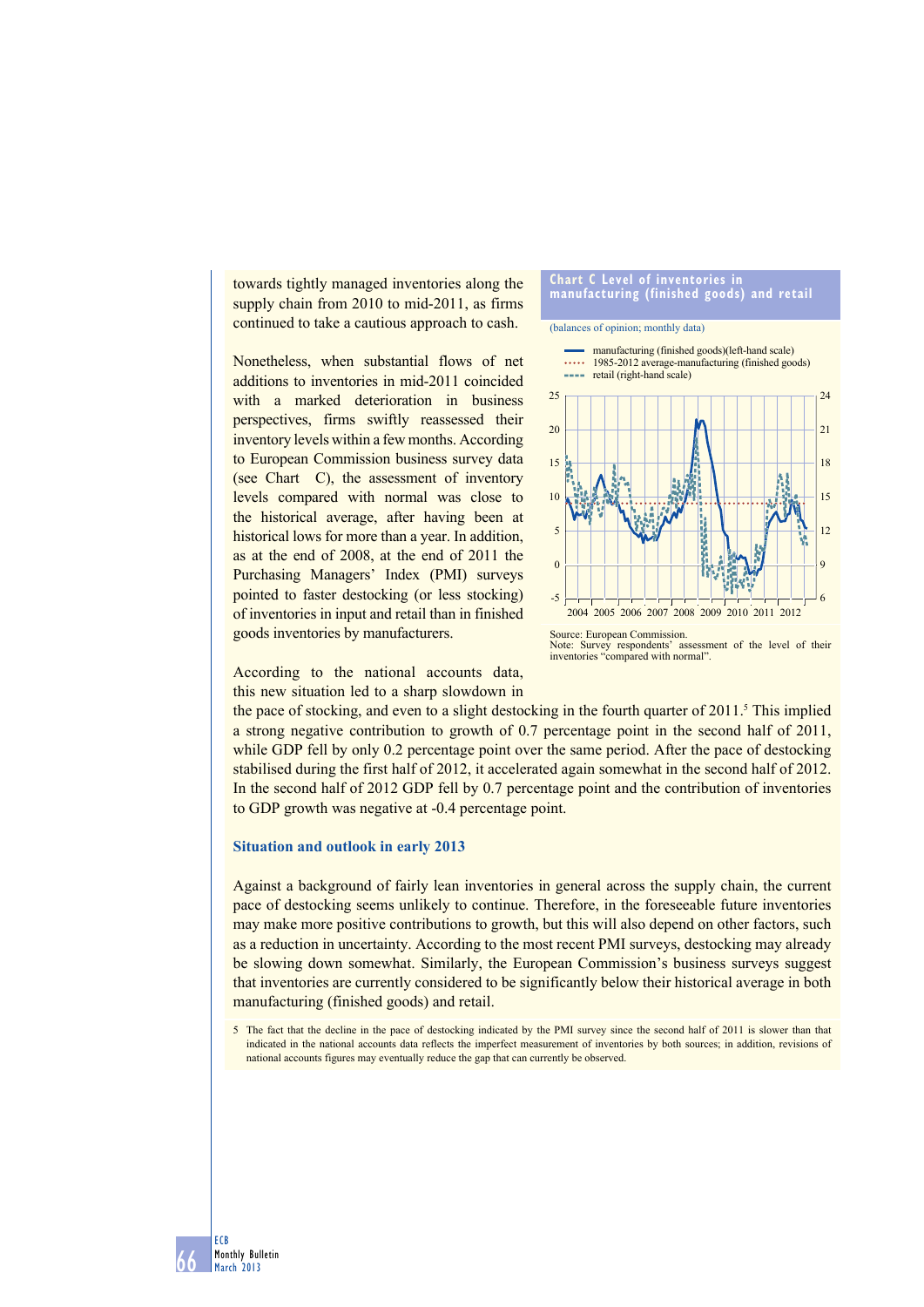towards tightly managed inventories along the supply chain from 2010 to mid-2011, as firms continued to take a cautious approach to cash.

Nonetheless, when substantial flows of net additions to inventories in mid-2011 coincided with a marked deterioration in business perspectives, firms swiftly reassessed their inventory levels within a few months. According to European Commission business survey data (see Chart C), the assessment of inventory levels compared with normal was close to the historical average, after having been at historical lows for more than a year. In addition, as at the end of 2008, at the end of 2011 the Purchasing Managers' Index (PMI) surveys pointed to faster destocking (or less stocking) of inventories in input and retail than in finished goods inventories by manufacturers.

**Chart C Level of inventories in manufacturing (finished goods) and retail**

(balances of opinion; monthly data)

manufacturing (finished goods)(left-hand scale)
1985-2012 average-manufacturing (finished goods)
retail (right-hand scale)

25
20
15
10
5
0
-5

24
21
18
15
12
9
6

2004 2005 2006 2007 2008 2009 2010 2011 2012

Source: European Commission.
Note: Survey respondents' assessment of the level of their inventories "compared with normal".

According to the national accounts data, this new situation led to a sharp slowdown in the pace of stocking, and even to a slight destocking in the fourth quarter of 2011.[5] This implied a strong negative contribution to growth of 0.7 percentage point in the second half of 2011, while GDP fell by only 0.2 percentage point over the same period. After the pace of destocking stabilised during the first half of 2012, it accelerated again somewhat in the second half of 2012. In the second half of 2012 GDP fell by 0.7 percentage point and the contribution of inventories to GDP growth was negative at -0.4 percentage point.

### Situation and outlook in early 2013

Against a background of fairly lean inventories in general across the supply chain, the current pace of destocking seems unlikely to continue. Therefore, in the foreseeable future inventories may make more positive contributions to growth, but this will also depend on other factors, such as a reduction in uncertainty. According to the most recent PMI surveys, destocking may already be slowing down somewhat. Similarly, the European Commission's business surveys suggest that inventories are currently considered to be significantly below their historical average in both manufacturing (finished goods) and retail.

5 The fact that the decline in the pace of destocking indicated by the PMI survey since the second half of 2011 is slower than that indicated in the national accounts data reflects the imperfect measurement of inventories by both sources; in addition, revisions of national accounts figures may eventually reduce the gap that can currently be observed.